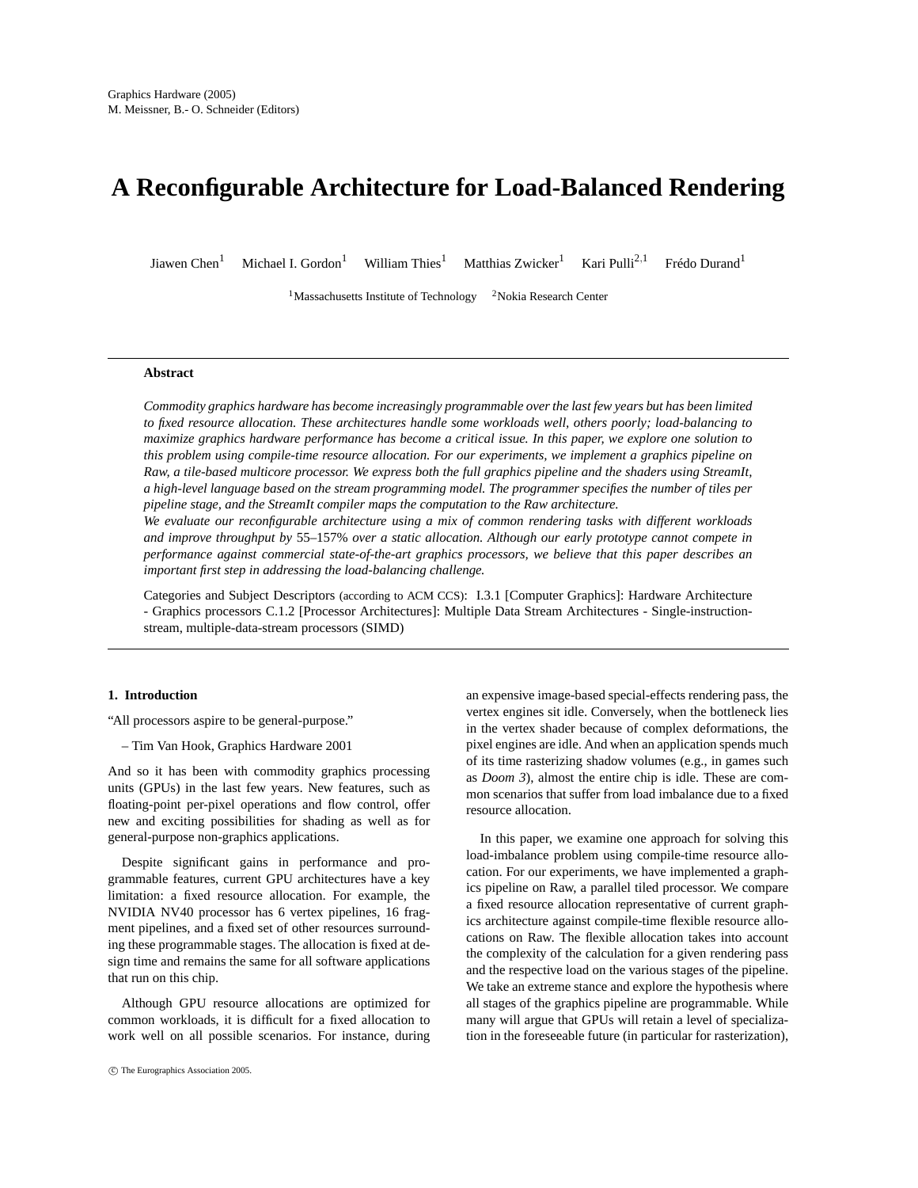Graphics Hardware (2005)
M. Meissner, B.- O. Schneider (Editors)

# A Reconfigurable Architecture for Load-Balanced Rendering

Jiawen Chen[1] Michael I. Gordon[1] William Thies[1] Matthias Zwicker[1] Kari Pulli[2,1] Frédo Durand[1]

[1]Massachusetts Institute of Technology [2]Nokia Research Center

---

**Abstract**

*Commodity graphics hardware has become increasingly programmable over the last few years but has been limited to fixed resource allocation. These architectures handle some workloads well, others poorly; load-balancing to maximize graphics hardware performance has become a critical issue. In this paper, we explore one solution to this problem using compile-time resource allocation. For our experiments, we implement a graphics pipeline on Raw, a tile-based multicore processor. We express both the full graphics pipeline and the shaders using StreamIt, a high-level language based on the stream programming model. The programmer specifies the number of tiles per pipeline stage, and the StreamIt compiler maps the computation to the Raw architecture.*

*We evaluate our reconfigurable architecture using a mix of common rendering tasks with different workloads and improve throughput by* 55–157% *over a static allocation. Although our early prototype cannot compete in performance against commercial state-of-the-art graphics processors, we believe that this paper describes an important first step in addressing the load-balancing challenge.*

Categories and Subject Descriptors (according to ACM CCS): I.3.1 [Computer Graphics]: Hardware Architecture - Graphics processors C.1.2 [Processor Architectures]: Multiple Data Stream Architectures - Single-instruction-stream, multiple-data-stream processors (SIMD)

---

## 1. Introduction

"All processors aspire to be general-purpose."

– Tim Van Hook, Graphics Hardware 2001

And so it has been with commodity graphics processing units (GPUs) in the last few years. New features, such as floating-point per-pixel operations and flow control, offer new and exciting possibilities for shading as well as for general-purpose non-graphics applications.

Despite significant gains in performance and programmable features, current GPU architectures have a key limitation: a fixed resource allocation. For example, the NVIDIA NV40 processor has 6 vertex pipelines, 16 fragment pipelines, and a fixed set of other resources surrounding these programmable stages. The allocation is fixed at design time and remains the same for all software applications that run on this chip.

Although GPU resource allocations are optimized for common workloads, it is difficult for a fixed allocation to work well on all possible scenarios. For instance, during an expensive image-based special-effects rendering pass, the vertex engines sit idle. Conversely, when the bottleneck lies in the vertex shader because of complex deformations, the pixel engines are idle. And when an application spends much of its time rasterizing shadow volumes (e.g., in games such as *Doom 3*), almost the entire chip is idle. These are common scenarios that suffer from load imbalance due to a fixed resource allocation.

In this paper, we examine one approach for solving this load-imbalance problem using compile-time resource allocation. For our experiments, we have implemented a graphics pipeline on Raw, a parallel tiled processor. We compare a fixed resource allocation representative of current graphics architecture against compile-time flexible resource allocations on Raw. The flexible allocation takes into account the complexity of the calculation for a given rendering pass and the respective load on the various stages of the pipeline. We take an extreme stance and explore the hypothesis where all stages of the graphics pipeline are programmable. While many will argue that GPUs will retain a level of specialization in the foreseeable future (in particular for rasterization),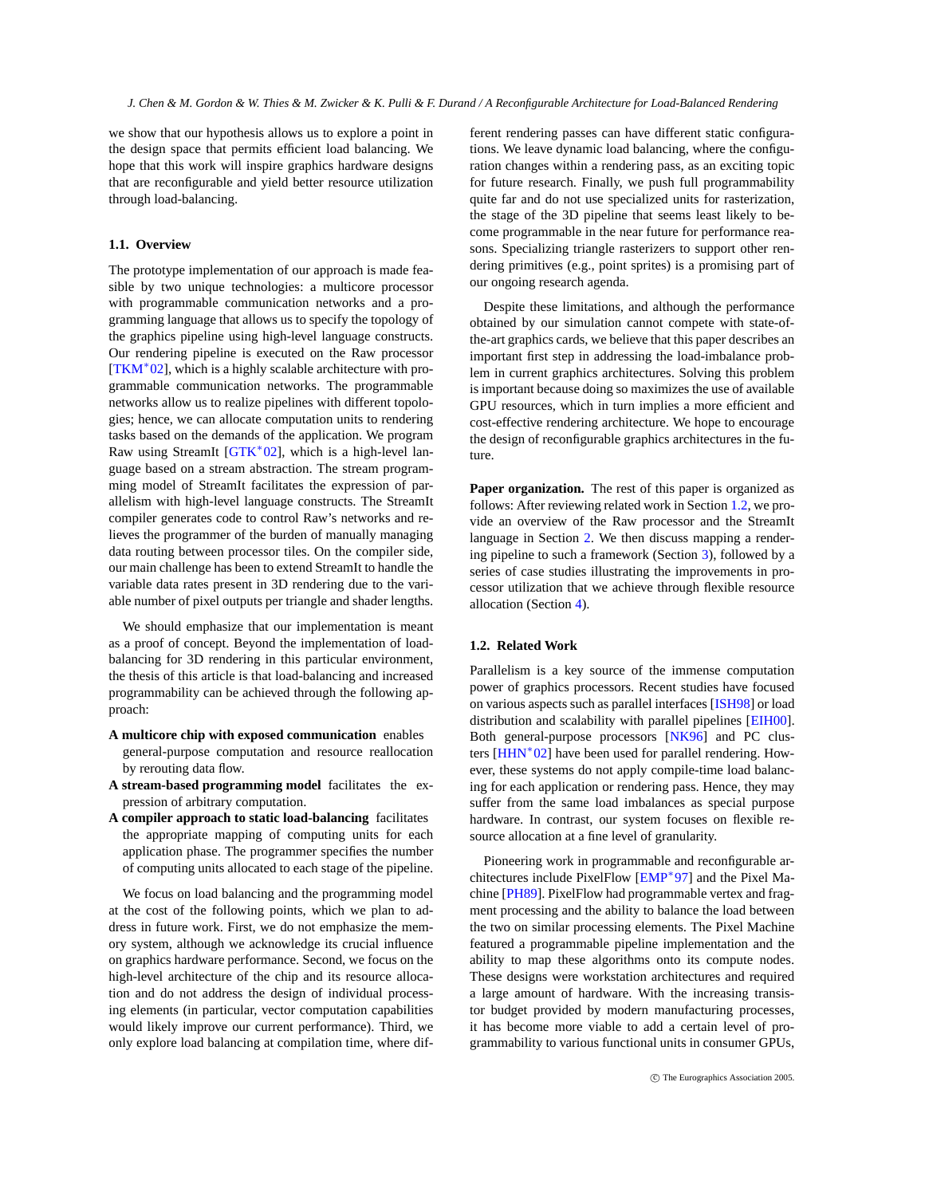we show that our hypothesis allows us to explore a point in the design space that permits efficient load balancing. We hope that this work will inspire graphics hardware designs that are reconfigurable and yield better resource utilization through load-balancing.

### 1.1. Overview

The prototype implementation of our approach is made feasible by two unique technologies: a multicore processor with programmable communication networks and a programming language that allows us to specify the topology of the graphics pipeline using high-level language constructs. Our rendering pipeline is executed on the Raw processor [TKM*02], which is a highly scalable architecture with programmable communication networks. The programmable networks allow us to realize pipelines with different topologies; hence, we can allocate computation units to rendering tasks based on the demands of the application. We program Raw using StreamIt [GTK*02], which is a high-level language based on a stream abstraction. The stream programming model of StreamIt facilitates the expression of parallelism with high-level language constructs. The StreamIt compiler generates code to control Raw's networks and relieves the programmer of the burden of manually managing data routing between processor tiles. On the compiler side, our main challenge has been to extend StreamIt to handle the variable data rates present in 3D rendering due to the variable number of pixel outputs per triangle and shader lengths.

We should emphasize that our implementation is meant as a proof of concept. Beyond the implementation of load-balancing for 3D rendering in this particular environment, the thesis of this article is that load-balancing and increased programmability can be achieved through the following approach:

- **A multicore chip with exposed communication** enables general-purpose computation and resource reallocation by rerouting data flow.
- **A stream-based programming model** facilitates the expression of arbitrary computation.
- **A compiler approach to static load-balancing** facilitates the appropriate mapping of computing units for each application phase. The programmer specifies the number of computing units allocated to each stage of the pipeline.

We focus on load balancing and the programming model at the cost of the following points, which we plan to address in future work. First, we do not emphasize the memory system, although we acknowledge its crucial influence on graphics hardware performance. Second, we focus on the high-level architecture of the chip and its resource allocation and do not address the design of individual processing elements (in particular, vector computation capabilities would likely improve our current performance). Third, we only explore load balancing at compilation time, where different rendering passes can have different static configurations. We leave dynamic load balancing, where the configuration changes within a rendering pass, as an exciting topic for future research. Finally, we push full programmability quite far and do not use specialized units for rasterization, the stage of the 3D pipeline that seems least likely to become programmable in the near future for performance reasons. Specializing triangle rasterizers to support other rendering primitives (e.g., point sprites) is a promising part of our ongoing research agenda.

Despite these limitations, and although the performance obtained by our simulation cannot compete with state-of-the-art graphics cards, we believe that this paper describes an important first step in addressing the load-imbalance problem in current graphics architectures. Solving this problem is important because doing so maximizes the use of available GPU resources, which in turn implies a more efficient and cost-effective rendering architecture. We hope to encourage the design of reconfigurable graphics architectures in the future.

**Paper organization.** The rest of this paper is organized as follows: After reviewing related work in Section 1.2, we provide an overview of the Raw processor and the StreamIt language in Section 2. We then discuss mapping a rendering pipeline to such a framework (Section 3), followed by a series of case studies illustrating the improvements in processor utilization that we achieve through flexible resource allocation (Section 4).

### 1.2. Related Work

Parallelism is a key source of the immense computation power of graphics processors. Recent studies have focused on various aspects such as parallel interfaces [ISH98] or load distribution and scalability with parallel pipelines [EIH00]. Both general-purpose processors [NK96] and PC clusters [HHN*02] have been used for parallel rendering. However, these systems do not apply compile-time load balancing for each application or rendering pass. Hence, they may suffer from the same load imbalances as special purpose hardware. In contrast, our system focuses on flexible resource allocation at a fine level of granularity.

Pioneering work in programmable and reconfigurable architectures include PixelFlow [EMP*97] and the Pixel Machine [PH89]. PixelFlow had programmable vertex and fragment processing and the ability to balance the load between the two on similar processing elements. The Pixel Machine featured a programmable pipeline implementation and the ability to map these algorithms onto its compute nodes. These designs were workstation architectures and required a large amount of hardware. With the increasing transistor budget provided by modern manufacturing processes, it has become more viable to add a certain level of programmability to various functional units in consumer GPUs,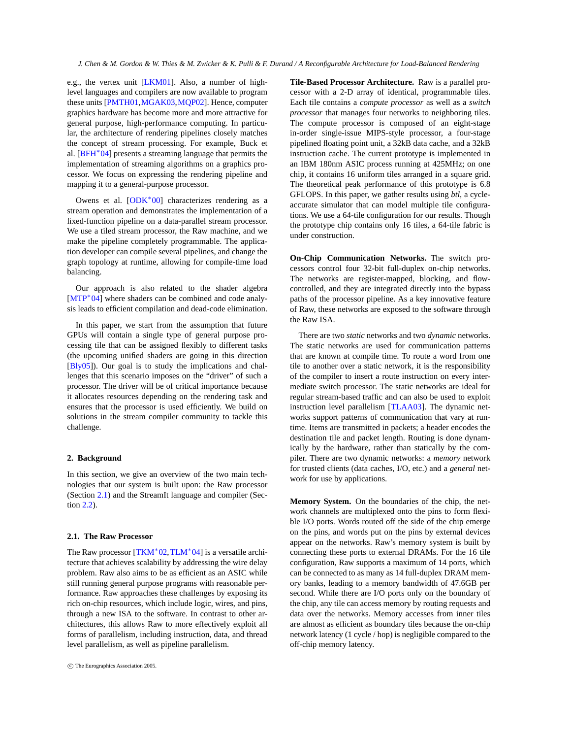e.g., the vertex unit [LKM01]. Also, a number of high-level languages and compilers are now available to program these units [PMTH01,MGAK03,MQP02]. Hence, computer graphics hardware has become more and more attractive for general purpose, high-performance computing. In particular, the architecture of rendering pipelines closely matches the concept of stream processing. For example, Buck et al. [BFH*04] presents a streaming language that permits the implementation of streaming algorithms on a graphics processor. We focus on expressing the rendering pipeline and mapping it to a general-purpose processor.

Owens et al. [ODK*00] characterizes rendering as a stream operation and demonstrates the implementation of a fixed-function pipeline on a data-parallel stream processor. We use a tiled stream processor, the Raw machine, and we make the pipeline completely programmable. The application developer can compile several pipelines, and change the graph topology at runtime, allowing for compile-time load balancing.

Our approach is also related to the shader algebra [MTP*04] where shaders can be combined and code analysis leads to efficient compilation and dead-code elimination.

In this paper, we start from the assumption that future GPUs will contain a single type of general purpose processing tile that can be assigned flexibly to different tasks (the upcoming unified shaders are going in this direction [Bly05]). Our goal is to study the implications and challenges that this scenario imposes on the "driver" of such a processor. The driver will be of critical importance because it allocates resources depending on the rendering task and ensures that the processor is used efficiently. We build on solutions in the stream compiler community to tackle this challenge.

## 2. Background

In this section, we give an overview of the two main technologies that our system is built upon: the Raw processor (Section 2.1) and the StreamIt language and compiler (Section 2.2).

### 2.1. The Raw Processor

The Raw processor [TKM*02,TLM*04] is a versatile architecture that achieves scalability by addressing the wire delay problem. Raw also aims to be as efficient as an ASIC while still running general purpose programs with reasonable performance. Raw approaches these challenges by exposing its rich on-chip resources, which include logic, wires, and pins, through a new ISA to the software. In contrast to other architectures, this allows Raw to more effectively exploit all forms of parallelism, including instruction, data, and thread level parallelism, as well as pipeline parallelism.

**Tile-Based Processor Architecture.** Raw is a parallel processor with a 2-D array of identical, programmable tiles. Each tile contains a *compute processor* as well as a *switch processor* that manages four networks to neighboring tiles. The compute processor is composed of an eight-stage in-order single-issue MIPS-style processor, a four-stage pipelined floating point unit, a 32kB data cache, and a 32kB instruction cache. The current prototype is implemented in an IBM 180nm ASIC process running at 425MHz; on one chip, it contains 16 uniform tiles arranged in a square grid. The theoretical peak performance of this prototype is 6.8 GFLOPS. In this paper, we gather results using *btl*, a cycle-accurate simulator that can model multiple tile configurations. We use a 64-tile configuration for our results. Though the prototype chip contains only 16 tiles, a 64-tile fabric is under construction.

**On-Chip Communication Networks.** The switch processors control four 32-bit full-duplex on-chip networks. The networks are register-mapped, blocking, and flow-controlled, and they are integrated directly into the bypass paths of the processor pipeline. As a key innovative feature of Raw, these networks are exposed to the software through the Raw ISA.

There are two *static* networks and two *dynamic* networks. The static networks are used for communication patterns that are known at compile time. To route a word from one tile to another over a static network, it is the responsibility of the compiler to insert a route instruction on every intermediate switch processor. The static networks are ideal for regular stream-based traffic and can also be used to exploit instruction level parallelism [TLAA03]. The dynamic networks support patterns of communication that vary at runtime. Items are transmitted in packets; a header encodes the destination tile and packet length. Routing is done dynamically by the hardware, rather than statically by the compiler. There are two dynamic networks: a *memory* network for trusted clients (data caches, I/O, etc.) and a *general* network for use by applications.

**Memory System.** On the boundaries of the chip, the network channels are multiplexed onto the pins to form flexible I/O ports. Words routed off the side of the chip emerge on the pins, and words put on the pins by external devices appear on the networks. Raw's memory system is built by connecting these ports to external DRAMs. For the 16 tile configuration, Raw supports a maximum of 14 ports, which can be connected to as many as 14 full-duplex DRAM memory banks, leading to a memory bandwidth of 47.6GB per second. While there are I/O ports only on the boundary of the chip, any tile can access memory by routing requests and data over the networks. Memory accesses from inner tiles are almost as efficient as boundary tiles because the on-chip network latency (1 cycle / hop) is negligible compared to the off-chip memory latency.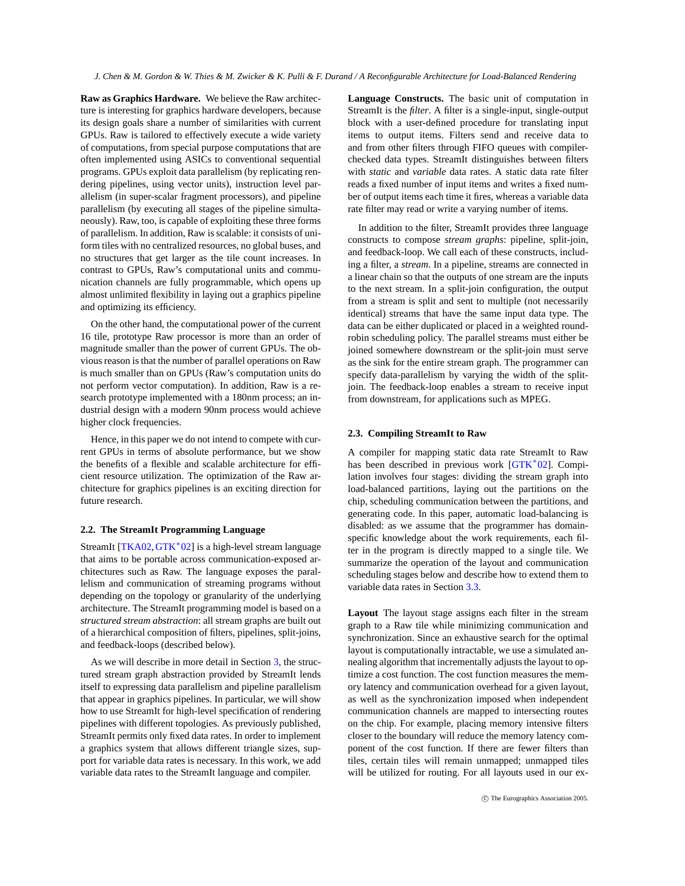**Raw as Graphics Hardware.** We believe the Raw architecture is interesting for graphics hardware developers, because its design goals share a number of similarities with current GPUs. Raw is tailored to effectively execute a wide variety of computations, from special purpose computations that are often implemented using ASICs to conventional sequential programs. GPUs exploit data parallelism (by replicating rendering pipelines, using vector units), instruction level parallelism (in super-scalar fragment processors), and pipeline parallelism (by executing all stages of the pipeline simultaneously). Raw, too, is capable of exploiting these three forms of parallelism. In addition, Raw is scalable: it consists of uniform tiles with no centralized resources, no global buses, and no structures that get larger as the tile count increases. In contrast to GPUs, Raw's computational units and communication channels are fully programmable, which opens up almost unlimited flexibility in laying out a graphics pipeline and optimizing its efficiency.

On the other hand, the computational power of the current 16 tile, prototype Raw processor is more than an order of magnitude smaller than the power of current GPUs. The obvious reason is that the number of parallel operations on Raw is much smaller than on GPUs (Raw's computation units do not perform vector computation). In addition, Raw is a research prototype implemented with a 180nm process; an industrial design with a modern 90nm process would achieve higher clock frequencies.

Hence, in this paper we do not intend to compete with current GPUs in terms of absolute performance, but we show the benefits of a flexible and scalable architecture for efficient resource utilization. The optimization of the Raw architecture for graphics pipelines is an exciting direction for future research.

## 2.2. The StreamIt Programming Language

StreamIt [TKA02, GTK*02] is a high-level stream language that aims to be portable across communication-exposed architectures such as Raw. The language exposes the parallelism and communication of streaming programs without depending on the topology or granularity of the underlying architecture. The StreamIt programming model is based on a *structured stream abstraction*: all stream graphs are built out of a hierarchical composition of filters, pipelines, split-joins, and feedback-loops (described below).

As we will describe in more detail in Section 3, the structured stream graph abstraction provided by StreamIt lends itself to expressing data parallelism and pipeline parallelism that appear in graphics pipelines. In particular, we will show how to use StreamIt for high-level specification of rendering pipelines with different topologies. As previously published, StreamIt permits only fixed data rates. In order to implement a graphics system that allows different triangle sizes, support for variable data rates is necessary. In this work, we add variable data rates to the StreamIt language and compiler.

**Language Constructs.** The basic unit of computation in StreamIt is the *filter*. A filter is a single-input, single-output block with a user-defined procedure for translating input items to output items. Filters send and receive data to and from other filters through FIFO queues with compiler-checked data types. StreamIt distinguishes between filters with *static* and *variable* data rates. A static data rate filter reads a fixed number of input items and writes a fixed number of output items each time it fires, whereas a variable data rate filter may read or write a varying number of items.

In addition to the filter, StreamIt provides three language constructs to compose *stream graphs*: pipeline, split-join, and feedback-loop. We call each of these constructs, including a filter, a *stream*. In a pipeline, streams are connected in a linear chain so that the outputs of one stream are the inputs to the next stream. In a split-join configuration, the output from a stream is split and sent to multiple (not necessarily identical) streams that have the same input data type. The data can be either duplicated or placed in a weighted round-robin scheduling policy. The parallel streams must either be joined somewhere downstream or the split-join must serve as the sink for the entire stream graph. The programmer can specify data-parallelism by varying the width of the split-join. The feedback-loop enables a stream to receive input from downstream, for applications such as MPEG.

## 2.3. Compiling StreamIt to Raw

A compiler for mapping static data rate StreamIt to Raw has been described in previous work [GTK*02]. Compilation involves four stages: dividing the stream graph into load-balanced partitions, laying out the partitions on the chip, scheduling communication between the partitions, and generating code. In this paper, automatic load-balancing is disabled: as we assume that the programmer has domain-specific knowledge about the work requirements, each filter in the program is directly mapped to a single tile. We summarize the operation of the layout and communication scheduling stages below and describe how to extend them to variable data rates in Section 3.3.

**Layout** The layout stage assigns each filter in the stream graph to a Raw tile while minimizing communication and synchronization. Since an exhaustive search for the optimal layout is computationally intractable, we use a simulated annealing algorithm that incrementally adjusts the layout to optimize a cost function. The cost function measures the memory latency and communication overhead for a given layout, as well as the synchronization imposed when independent communication channels are mapped to intersecting routes on the chip. For example, placing memory intensive filters closer to the boundary will reduce the memory latency component of the cost function. If there are fewer filters than tiles, certain tiles will remain unmapped; unmapped tiles will be utilized for routing. For all layouts used in our ex-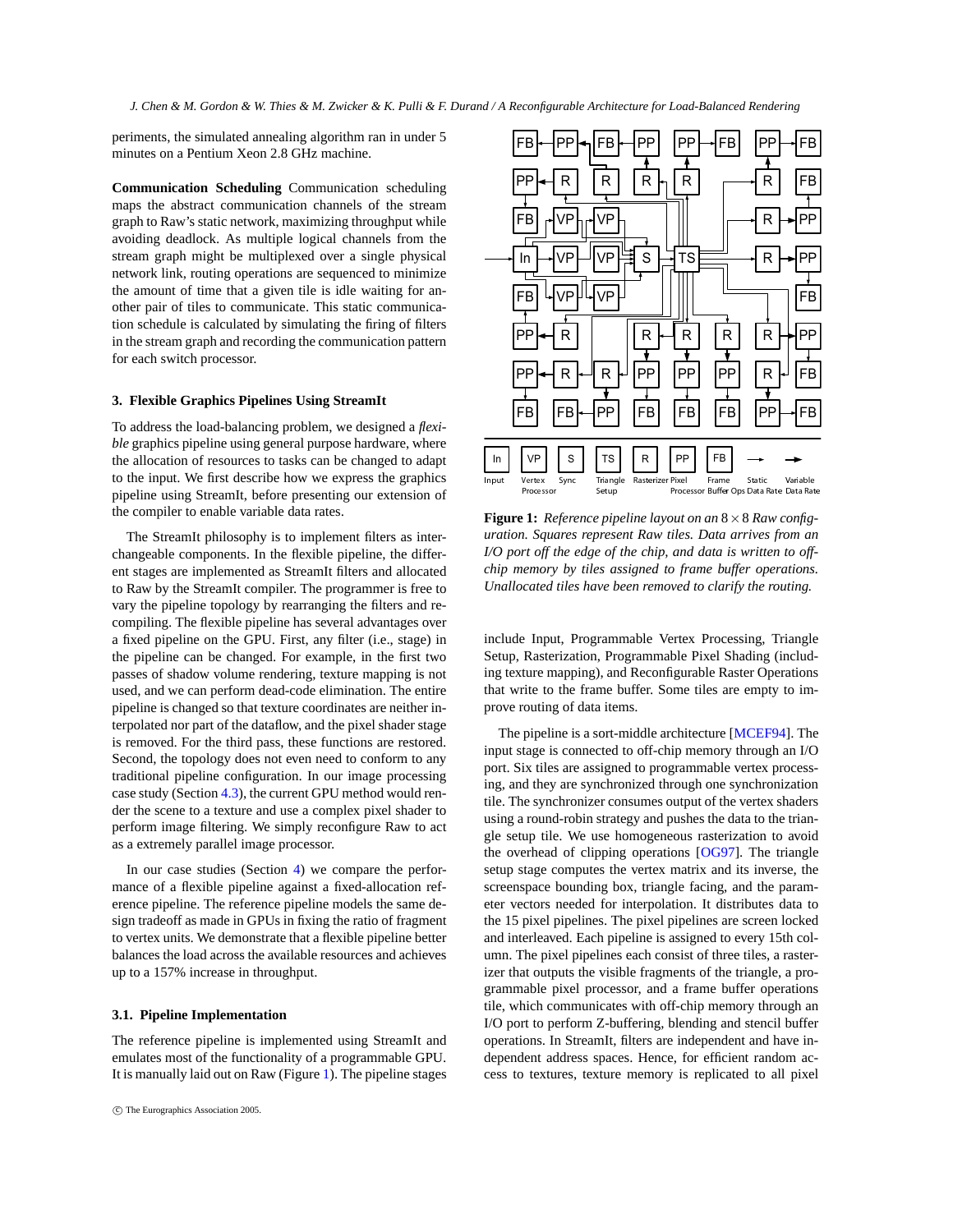periments, the simulated annealing algorithm ran in under 5 minutes on a Pentium Xeon 2.8 GHz machine.

**Communication Scheduling** Communication scheduling maps the abstract communication channels of the stream graph to Raw's static network, maximizing throughput while avoiding deadlock. As multiple logical channels from the stream graph might be multiplexed over a single physical network link, routing operations are sequenced to minimize the amount of time that a given tile is idle waiting for another pair of tiles to communicate. This static communication schedule is calculated by simulating the firing of filters in the stream graph and recording the communication pattern for each switch processor.

## 3. Flexible Graphics Pipelines Using StreamIt

To address the load-balancing problem, we designed a *flexible* graphics pipeline using general purpose hardware, where the allocation of resources to tasks can be changed to adapt to the input. We first describe how we express the graphics pipeline using StreamIt, before presenting our extension of the compiler to enable variable data rates.

The StreamIt philosophy is to implement filters as interchangeable components. In the flexible pipeline, the different stages are implemented as StreamIt filters and allocated to Raw by the StreamIt compiler. The programmer is free to vary the pipeline topology by rearranging the filters and recompiling. The flexible pipeline has several advantages over a fixed pipeline on the GPU. First, any filter (i.e., stage) in the pipeline can be changed. For example, in the first two passes of shadow volume rendering, texture mapping is not used, and we can perform dead-code elimination. The entire pipeline is changed so that texture coordinates are neither interpolated nor part of the dataflow, and the pixel shader stage is removed. For the third pass, these functions are restored. Second, the topology does not even need to conform to any traditional pipeline configuration. In our image processing case study (Section 4.3), the current GPU method would render the scene to a texture and use a complex pixel shader to perform image filtering. We simply reconfigure Raw to act as a extremely parallel image processor.

In our case studies (Section 4) we compare the performance of a flexible pipeline against a fixed-allocation reference pipeline. The reference pipeline models the same design tradeoff as made in GPUs in fixing the ratio of fragment to vertex units. We demonstrate that a flexible pipeline better balances the load across the available resources and achieves up to a 157% increase in throughput.

### 3.1. Pipeline Implementation

The reference pipeline is implemented using StreamIt and emulates most of the functionality of a programmable GPU. It is manually laid out on Raw (Figure 1). The pipeline stages

In
Input
VP
Vertex Processor
S
Sync
TS
Triangle Setup
R
Rasterizer
PP
Pixel Processor
FB
Frame Buffer Ops
Static Data Rate
Variable Data Rate

**Figure 1:** *Reference pipeline layout on an* $8 \times 8$ *Raw configuration. Squares represent Raw tiles. Data arrives from an I/O port off the edge of the chip, and data is written to off-chip memory by tiles assigned to frame buffer operations. Unallocated tiles have been removed to clarify the routing.*

include Input, Programmable Vertex Processing, Triangle Setup, Rasterization, Programmable Pixel Shading (including texture mapping), and Reconfigurable Raster Operations that write to the frame buffer. Some tiles are empty to improve routing of data items.

The pipeline is a sort-middle architecture [MCEF94]. The input stage is connected to off-chip memory through an I/O port. Six tiles are assigned to programmable vertex processing, and they are synchronized through one synchronization tile. The synchronizer consumes output of the vertex shaders using a round-robin strategy and pushes the data to the triangle setup tile. We use homogeneous rasterization to avoid the overhead of clipping operations [OG97]. The triangle setup stage computes the vertex matrix and its inverse, the screenspace bounding box, triangle facing, and the parameter vectors needed for interpolation. It distributes data to the 15 pixel pipelines. The pixel pipelines are screen locked and interleaved. Each pipeline is assigned to every 15th column. The pixel pipelines each consist of three tiles, a rasterizer that outputs the visible fragments of the triangle, a programmable pixel processor, and a frame buffer operations tile, which communicates with off-chip memory through an I/O port to perform Z-buffering, blending and stencil buffer operations. In StreamIt, filters are independent and have independent address spaces. Hence, for efficient random access to textures, texture memory is replicated to all pixel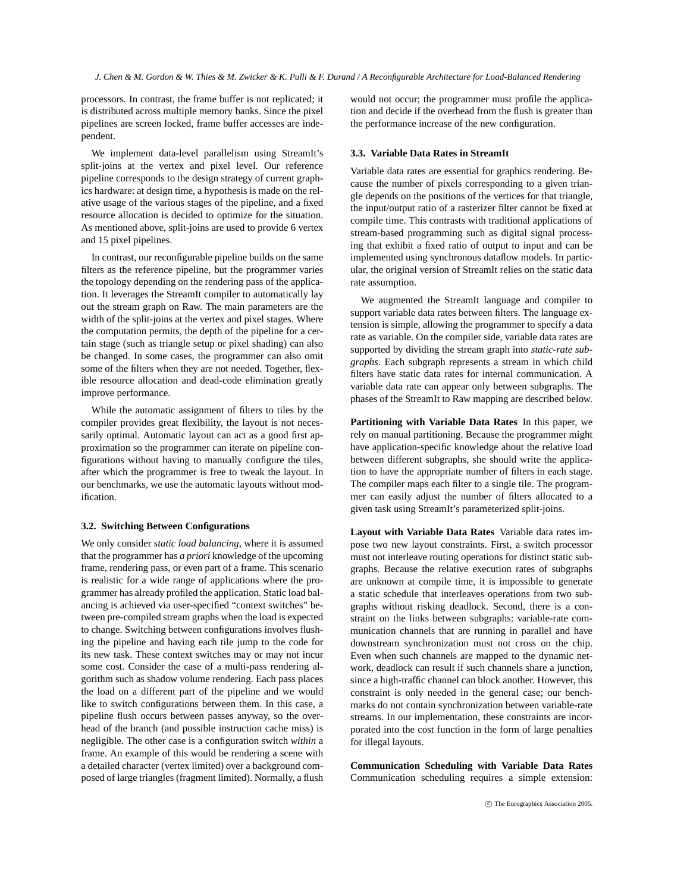processors. In contrast, the frame buffer is not replicated; it is distributed across multiple memory banks. Since the pixel pipelines are screen locked, frame buffer accesses are independent.

We implement data-level parallelism using StreamIt's split-joins at the vertex and pixel level. Our reference pipeline corresponds to the design strategy of current graphics hardware: at design time, a hypothesis is made on the relative usage of the various stages of the pipeline, and a fixed resource allocation is decided to optimize for the situation. As mentioned above, split-joins are used to provide 6 vertex and 15 pixel pipelines.

In contrast, our reconfigurable pipeline builds on the same filters as the reference pipeline, but the programmer varies the topology depending on the rendering pass of the application. It leverages the StreamIt compiler to automatically lay out the stream graph on Raw. The main parameters are the width of the split-joins at the vertex and pixel stages. Where the computation permits, the depth of the pipeline for a certain stage (such as triangle setup or pixel shading) can also be changed. In some cases, the programmer can also omit some of the filters when they are not needed. Together, flexible resource allocation and dead-code elimination greatly improve performance.

While the automatic assignment of filters to tiles by the compiler provides great flexibility, the layout is not necessarily optimal. Automatic layout can act as a good first approximation so the programmer can iterate on pipeline configurations without having to manually configure the tiles, after which the programmer is free to tweak the layout. In our benchmarks, we use the automatic layouts without modification.

### 3.2. Switching Between Configurations

We only consider *static load balancing*, where it is assumed that the programmer has *a priori* knowledge of the upcoming frame, rendering pass, or even part of a frame. This scenario is realistic for a wide range of applications where the programmer has already profiled the application. Static load balancing is achieved via user-specified "context switches" between pre-compiled stream graphs when the load is expected to change. Switching between configurations involves flushing the pipeline and having each tile jump to the code for its new task. These context switches may or may not incur some cost. Consider the case of a multi-pass rendering algorithm such as shadow volume rendering. Each pass places the load on a different part of the pipeline and we would like to switch configurations between them. In this case, a pipeline flush occurs between passes anyway, so the overhead of the branch (and possible instruction cache miss) is negligible. The other case is a configuration switch *within* a frame. An example of this would be rendering a scene with a detailed character (vertex limited) over a background composed of large triangles (fragment limited). Normally, a flush would not occur; the programmer must profile the application and decide if the overhead from the flush is greater than the performance increase of the new configuration.

### 3.3. Variable Data Rates in StreamIt

Variable data rates are essential for graphics rendering. Because the number of pixels corresponding to a given triangle depends on the positions of the vertices for that triangle, the input/output ratio of a rasterizer filter cannot be fixed at compile time. This contrasts with traditional applications of stream-based programming such as digital signal processing that exhibit a fixed ratio of output to input and can be implemented using synchronous dataflow models. In particular, the original version of StreamIt relies on the static data rate assumption.

We augmented the StreamIt language and compiler to support variable data rates between filters. The language extension is simple, allowing the programmer to specify a data rate as variable. On the compiler side, variable data rates are supported by dividing the stream graph into *static-rate subgraphs*. Each subgraph represents a stream in which child filters have static data rates for internal communication. A variable data rate can appear only between subgraphs. The phases of the StreamIt to Raw mapping are described below.

**Partitioning with Variable Data Rates** In this paper, we rely on manual partitioning. Because the programmer might have application-specific knowledge about the relative load between different subgraphs, she should write the application to have the appropriate number of filters in each stage. The compiler maps each filter to a single tile. The programmer can easily adjust the number of filters allocated to a given task using StreamIt's parameterized split-joins.

**Layout with Variable Data Rates** Variable data rates impose two new layout constraints. First, a switch processor must not interleave routing operations for distinct static subgraphs. Because the relative execution rates of subgraphs are unknown at compile time, it is impossible to generate a static schedule that interleaves operations from two subgraphs without risking deadlock. Second, there is a constraint on the links between subgraphs: variable-rate communication channels that are running in parallel and have downstream synchronization must not cross on the chip. Even when such channels are mapped to the dynamic network, deadlock can result if such channels share a junction, since a high-traffic channel can block another. However, this constraint is only needed in the general case; our benchmarks do not contain synchronization between variable-rate streams. In our implementation, these constraints are incorporated into the cost function in the form of large penalties for illegal layouts.

**Communication Scheduling with Variable Data Rates** Communication scheduling requires a simple extension: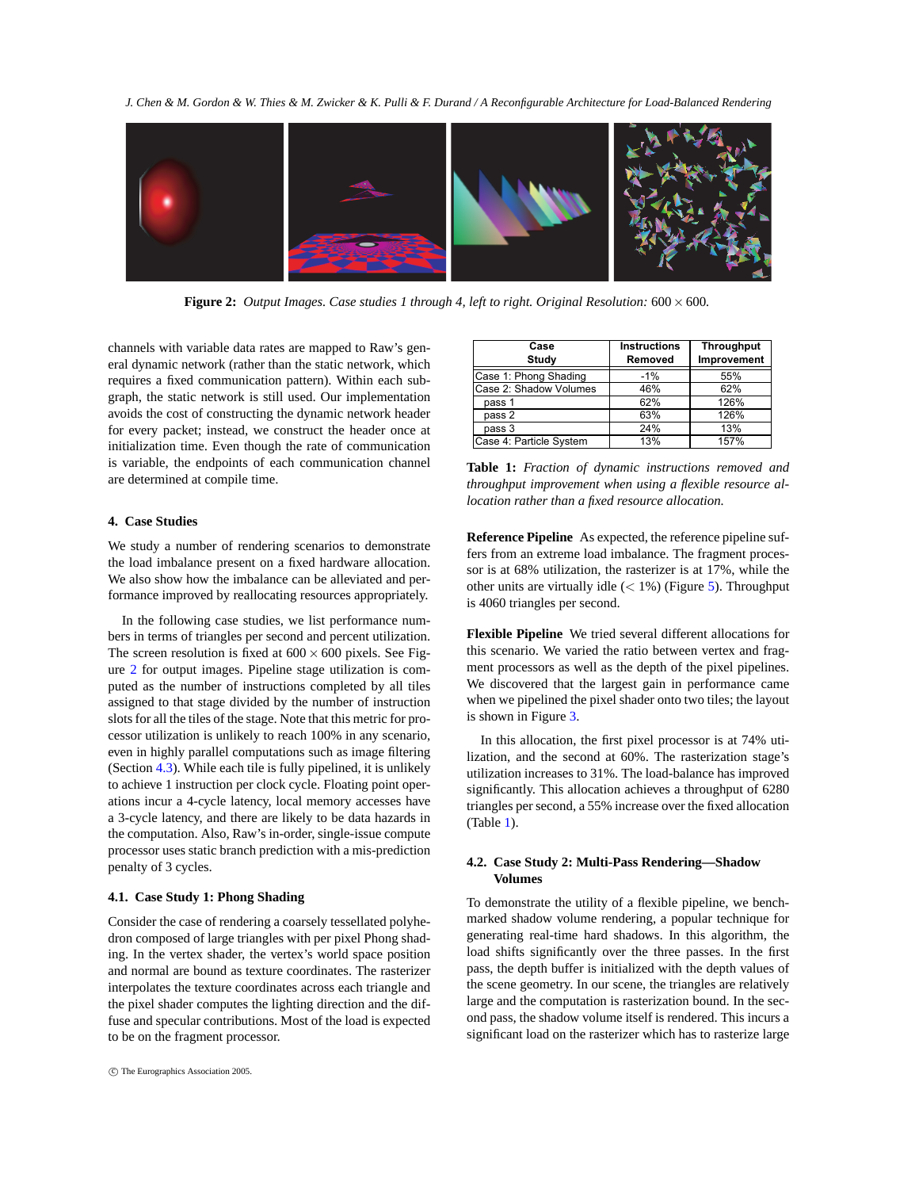Figure 2: *Output Images. Case studies 1 through 4, left to right. Original Resolution:* $600 \times 600$.

channels with variable data rates are mapped to Raw's general dynamic network (rather than the static network, which requires a fixed communication pattern). Within each subgraph, the static network is still used. Our implementation avoids the cost of constructing the dynamic network header for every packet; instead, we construct the header once at initialization time. Even though the rate of communication is variable, the endpoints of each communication channel are determined at compile time.

## 4. Case Studies

We study a number of rendering scenarios to demonstrate the load imbalance present on a fixed hardware allocation. We also show how the imbalance can be alleviated and performance improved by reallocating resources appropriately.

In the following case studies, we list performance numbers in terms of triangles per second and percent utilization. The screen resolution is fixed at $600 \times 600$ pixels. See Figure 2 for output images. Pipeline stage utilization is computed as the number of instructions completed by all tiles assigned to that stage divided by the number of instruction slots for all the tiles of the stage. Note that this metric for processor utilization is unlikely to reach 100% in any scenario, even in highly parallel computations such as image filtering (Section 4.3). While each tile is fully pipelined, it is unlikely to achieve 1 instruction per clock cycle. Floating point operations incur a 4-cycle latency, local memory accesses have a 3-cycle latency, and there are likely to be data hazards in the computation. Also, Raw's in-order, single-issue compute processor uses static branch prediction with a mis-prediction penalty of 3 cycles.

### 4.1. Case Study 1: Phong Shading

Consider the case of rendering a coarsely tessellated polyhedron composed of large triangles with per pixel Phong shading. In the vertex shader, the vertex's world space position and normal are bound as texture coordinates. The rasterizer interpolates the texture coordinates across each triangle and the pixel shader computes the lighting direction and the diffuse and specular contributions. Most of the load is expected to be on the fragment processor.

| Case Study | Instructions Removed | Throughput Improvement |
|---|---|---|
| Case 1: Phong Shading | -1% | 55% |
| Case 2: Shadow Volumes | 46% | 62% |
| pass 1 | 62% | 126% |
| pass 2 | 63% | 126% |
| pass 3 | 24% | 13% |
| Case 4: Particle System | 13% | 157% |

**Table 1:** *Fraction of dynamic instructions removed and throughput improvement when using a flexible resource allocation rather than a fixed resource allocation.*

**Reference Pipeline** As expected, the reference pipeline suffers from an extreme load imbalance. The fragment processor is at 68% utilization, the rasterizer is at 17%, while the other units are virtually idle ($< 1\%$) (Figure 5). Throughput is 4060 triangles per second.

**Flexible Pipeline** We tried several different allocations for this scenario. We varied the ratio between vertex and fragment processors as well as the depth of the pixel pipelines. We discovered that the largest gain in performance came when we pipelined the pixel shader onto two tiles; the layout is shown in Figure 3.

In this allocation, the first pixel processor is at 74% utilization, and the second at 60%. The rasterization stage's utilization increases to 31%. The load-balance has improved significantly. This allocation achieves a throughput of 6280 triangles per second, a 55% increase over the fixed allocation (Table 1).

### 4.2. Case Study 2: Multi-Pass Rendering—Shadow Volumes

To demonstrate the utility of a flexible pipeline, we benchmarked shadow volume rendering, a popular technique for generating real-time hard shadows. In this algorithm, the load shifts significantly over the three passes. In the first pass, the depth buffer is initialized with the depth values of the scene geometry. In our scene, the triangles are relatively large and the computation is rasterization bound. In the second pass, the shadow volume itself is rendered. This incurs a significant load on the rasterizer which has to rasterize large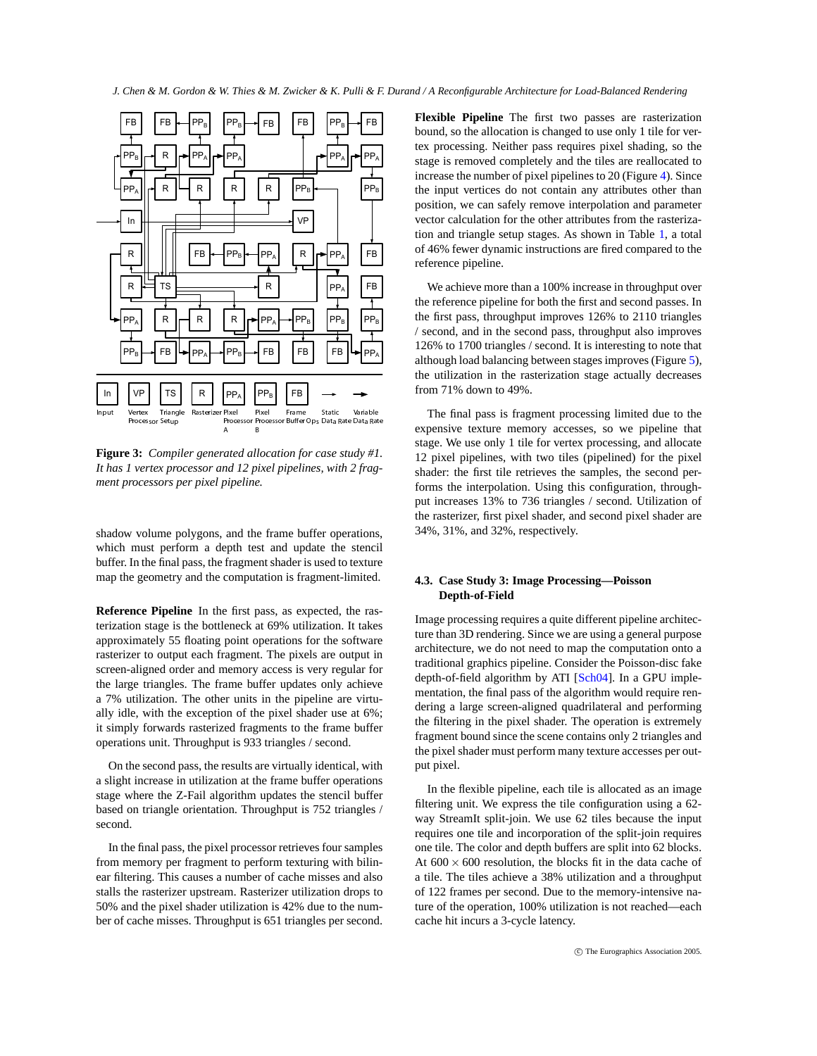**Figure 3:** *Compiler generated allocation for case study #1. It has 1 vertex processor and 12 pixel pipelines, with 2 fragment processors per pixel pipeline.*

shadow volume polygons, and the frame buffer operations, which must perform a depth test and update the stencil buffer. In the final pass, the fragment shader is used to texture map the geometry and the computation is fragment-limited.

**Reference Pipeline** In the first pass, as expected, the rasterization stage is the bottleneck at 69% utilization. It takes approximately 55 floating point operations for the software rasterizer to output each fragment. The pixels are output in screen-aligned order and memory access is very regular for the large triangles. The frame buffer updates only achieve a 7% utilization. The other units in the pipeline are virtually idle, with the exception of the pixel shader use at 6%; it simply forwards rasterized fragments to the frame buffer operations unit. Throughput is 933 triangles / second.

On the second pass, the results are virtually identical, with a slight increase in utilization at the frame buffer operations stage where the Z-Fail algorithm updates the stencil buffer based on triangle orientation. Throughput is 752 triangles / second.

In the final pass, the pixel processor retrieves four samples from memory per fragment to perform texturing with bilinear filtering. This causes a number of cache misses and also stalls the rasterizer upstream. Rasterizer utilization drops to 50% and the pixel shader utilization is 42% due to the number of cache misses. Throughput is 651 triangles per second.

**Flexible Pipeline** The first two passes are rasterization bound, so the allocation is changed to use only 1 tile for vertex processing. Neither pass requires pixel shading, so the stage is removed completely and the tiles are reallocated to increase the number of pixel pipelines to 20 (Figure 4). Since the input vertices do not contain any attributes other than position, we can safely remove interpolation and parameter vector calculation for the other attributes from the rasterization and triangle setup stages. As shown in Table 1, a total of 46% fewer dynamic instructions are fired compared to the reference pipeline.

We achieve more than a 100% increase in throughput over the reference pipeline for both the first and second passes. In the first pass, throughput improves 126% to 2110 triangles / second, and in the second pass, throughput also improves 126% to 1700 triangles / second. It is interesting to note that although load balancing between stages improves (Figure 5), the utilization in the rasterization stage actually decreases from 71% down to 49%.

The final pass is fragment processing limited due to the expensive texture memory accesses, so we pipeline that stage. We use only 1 tile for vertex processing, and allocate 12 pixel pipelines, with two tiles (pipelined) for the pixel shader: the first tile retrieves the samples, the second performs the interpolation. Using this configuration, throughput increases 13% to 736 triangles / second. Utilization of the rasterizer, first pixel shader, and second pixel shader are 34%, 31%, and 32%, respectively.

### 4.3. Case Study 3: Image Processing—Poisson Depth-of-Field

Image processing requires a quite different pipeline architecture than 3D rendering. Since we are using a general purpose architecture, we do not need to map the computation onto a traditional graphics pipeline. Consider the Poisson-disc fake depth-of-field algorithm by ATI [Sch04]. In a GPU implementation, the final pass of the algorithm would require rendering a large screen-aligned quadrilateral and performing the filtering in the pixel shader. The operation is extremely fragment bound since the scene contains only 2 triangles and the pixel shader must perform many texture accesses per output pixel.

In the flexible pipeline, each tile is allocated as an image filtering unit. We express the tile configuration using a 62-way StreamIt split-join. We use 62 tiles because the input requires one tile and incorporation of the split-join requires one tile. The color and depth buffers are split into 62 blocks. At $600 \times 600$ resolution, the blocks fit in the data cache of a tile. The tiles achieve a 38% utilization and a throughput of 122 frames per second. Due to the memory-intensive nature of the operation, 100% utilization is not reached—each cache hit incurs a 3-cycle latency.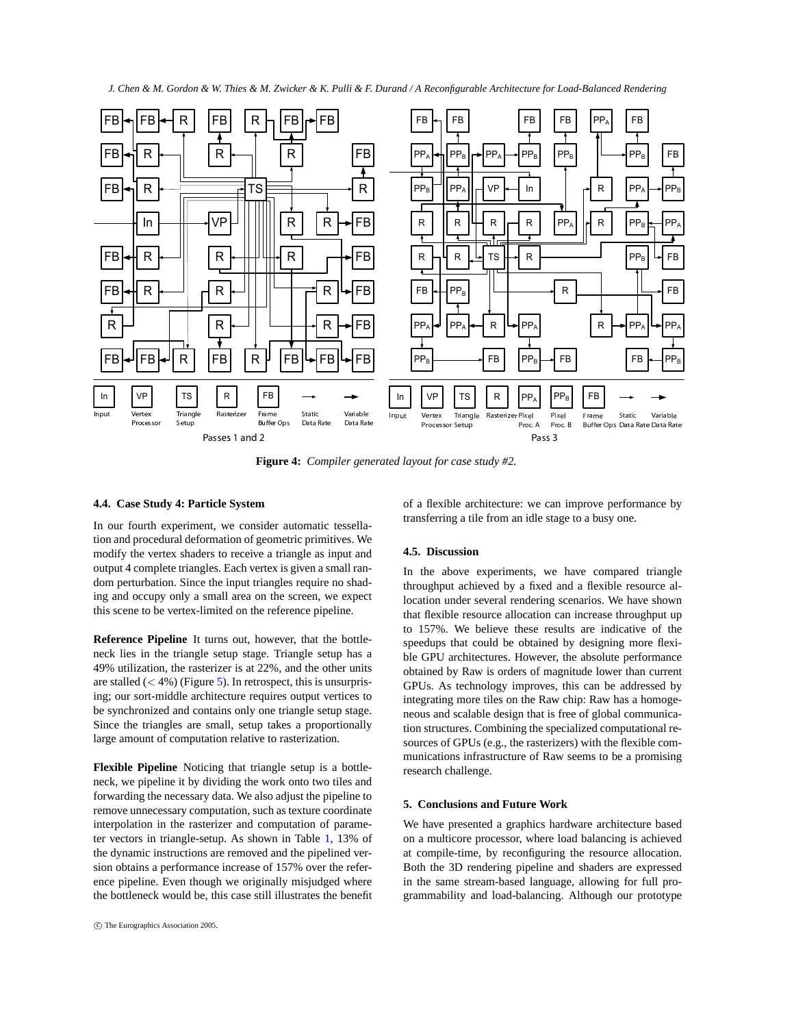**Figure 4:** *Compiler generated layout for case study #2.*

### 4.4. Case Study 4: Particle System

In our fourth experiment, we consider automatic tessellation and procedural deformation of geometric primitives. We modify the vertex shaders to receive a triangle as input and output 4 complete triangles. Each vertex is given a small random perturbation. Since the input triangles require no shading and occupy only a small area on the screen, we expect this scene to be vertex-limited on the reference pipeline.

**Reference Pipeline** It turns out, however, that the bottleneck lies in the triangle setup stage. Triangle setup has a 49% utilization, the rasterizer is at 22%, and the other units are stalled ($< 4\%$) (Figure 5). In retrospect, this is unsurprising; our sort-middle architecture requires output vertices to be synchronized and contains only one triangle setup stage. Since the triangles are small, setup takes a proportionally large amount of computation relative to rasterization.

**Flexible Pipeline** Noticing that triangle setup is a bottleneck, we pipeline it by dividing the work onto two tiles and forwarding the necessary data. We also adjust the pipeline to remove unnecessary computation, such as texture coordinate interpolation in the rasterizer and computation of parameter vectors in triangle-setup. As shown in Table 1, 13% of the dynamic instructions are removed and the pipelined version obtains a performance increase of 157% over the reference pipeline. Even though we originally misjudged where the bottleneck would be, this case still illustrates the benefit of a flexible architecture: we can improve performance by transferring a tile from an idle stage to a busy one.

### 4.5. Discussion

In the above experiments, we have compared triangle throughput achieved by a fixed and a flexible resource allocation under several rendering scenarios. We have shown that flexible resource allocation can increase throughput up to 157%. We believe these results are indicative of the speedups that could be obtained by designing more flexible GPU architectures. However, the absolute performance obtained by Raw is orders of magnitude lower than current GPUs. As technology improves, this can be addressed by integrating more tiles on the Raw chip: Raw has a homogeneous and scalable design that is free of global communication structures. Combining the specialized computational resources of GPUs (e.g., the rasterizers) with the flexible communications infrastructure of Raw seems to be a promising research challenge.

## 5. Conclusions and Future Work

We have presented a graphics hardware architecture based on a multicore processor, where load balancing is achieved at compile-time, by reconfiguring the resource allocation. Both the 3D rendering pipeline and shaders are expressed in the same stream-based language, allowing for full programmability and load-balancing. Although our prototype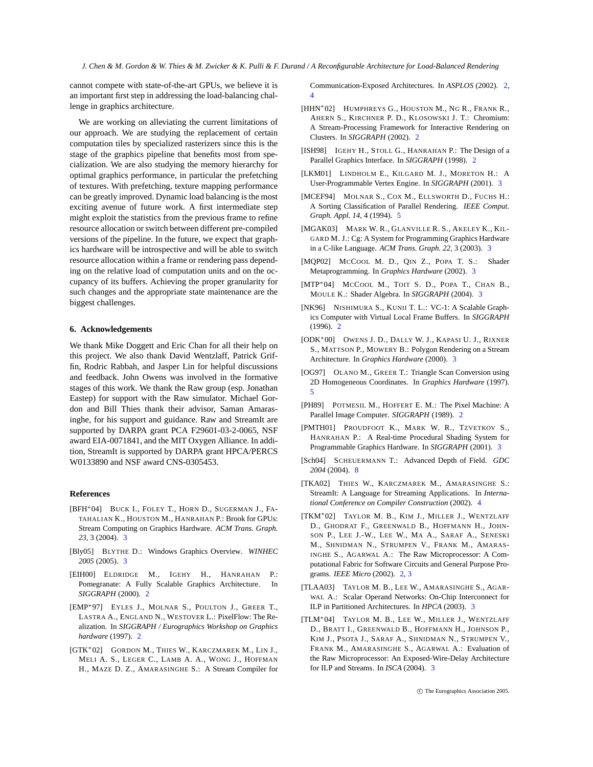cannot compete with state-of-the-art GPUs, we believe it is an important first step in addressing the load-balancing challenge in graphics architecture.

We are working on alleviating the current limitations of our approach. We are studying the replacement of certain computation tiles by specialized rasterizers since this is the stage of the graphics pipeline that benefits most from specialization. We are also studying the memory hierarchy for optimal graphics performance, in particular the prefetching of textures. With prefetching, texture mapping performance can be greatly improved. Dynamic load balancing is the most exciting avenue of future work. A first intermediate step might exploit the statistics from the previous frame to refine resource allocation or switch between different pre-compiled versions of the pipeline. In the future, we expect that graphics hardware will be introspective and will be able to switch resource allocation within a frame or rendering pass depending on the relative load of computation units and on the occupancy of its buffers. Achieving the proper granularity for such changes and the appropriate state maintenance are the biggest challenges.

## 6. Acknowledgements

We thank Mike Doggett and Eric Chan for all their help on this project. We also thank David Wentzlaff, Patrick Griffin, Rodric Rabbah, and Jasper Lin for helpful discussions and feedback. John Owens was involved in the formative stages of this work. We thank the Raw group (esp. Jonathan Eastep) for support with the Raw simulator. Michael Gordon and Bill Thies thank their advisor, Saman Amarasinghe, for his support and guidance. Raw and StreamIt are supported by DARPA grant PCA F29601-03-2-0065, NSF award EIA-0071841, and the MIT Oxygen Alliance. In addition, StreamIt is supported by DARPA grant HPCA/PERCS W0133890 and NSF award CNS-0305453.

## References

[BFH*04] BUCK I., FOLEY T., HORN D., SUGERMAN J., FATAHALIAN K., HOUSTON M., HANRAHAN P.: Brook for GPUs: Stream Computing on Graphics Hardware. *ACM Trans. Graph. 23*, 3 (2004). 3

[Bly05] BLYTHE D.: Windows Graphics Overview. *WINHEC 2005* (2005). 3

[EIH00] ELDRIDGE M., IGEHY H., HANRAHAN P.: Pomegranate: A Fully Scalable Graphics Architecture. In *SIGGRAPH* (2000). 2

[EMP*97] EYLES J., MOLNAR S., POULTON J., GREER T., LASTRA A., ENGLAND N., WESTOVER L.: PixelFlow: The Realization. In *SIGGRAPH / Eurographics Workshop on Graphics hardware* (1997). 2

[GTK*02] GORDON M., THIES W., KARCZMAREK M., LIN J., MELI A. S., LEGER C., LAMB A. A., WONG J., HOFFMAN H., MAZE D. Z., AMARASINGHE S.: A Stream Compiler for Communication-Exposed Architectures. In *ASPLOS* (2002). 2, 4

[HHN*02] HUMPHREYS G., HOUSTON M., NG R., FRANK R., AHERN S., KIRCHNER P. D., KLOSOWSKI J. T.: Chromium: A Stream-Processing Framework for Interactive Rendering on Clusters. In *SIGGRAPH* (2002). 2

[ISH98] IGEHY H., STOLL G., HANRAHAN P.: The Design of a Parallel Graphics Interface. In *SIGGRAPH* (1998). 2

[LKM01] LINDHOLM E., KILGARD M. J., MORETON H.: A User-Programmable Vertex Engine. In *SIGGRAPH* (2001). 3

[MCEF94] MOLNAR S., COX M., ELLSWORTH D., FUCHS H.: A Sorting Classification of Parallel Rendering. *IEEE Comput. Graph. Appl. 14*, 4 (1994). 5

[MGAK03] MARK W. R., GLANVILLE R. S., AKELEY K., KILGARD M. J.: Cg: A System for Programming Graphics Hardware in a C-like Language. *ACM Trans. Graph. 22*, 3 (2003). 3

[MQP02] MCCOOL M. D., QIN Z., POPA T. S.: Shader Metaprogramming. In *Graphics Hardware* (2002). 3

[MTP*04] MCCOOL M., TOIT S. D., POPA T., CHAN B., MOULE K.: Shader Algebra. In *SIGGRAPH* (2004). 3

[NK96] NISHIMURA S., KUNII T. L.: VC-1: A Scalable Graphics Computer with Virtual Local Frame Buffers. In *SIGGRAPH* (1996). 2

[ODK*00] OWENS J. D., DALLY W. J., KAPASI U. J., RIXNER S., MATTSON P., MOWERY B.: Polygon Rendering on a Stream Architecture. In *Graphics Hardware* (2000). 3

[OG97] OLANO M., GREER T.: Triangle Scan Conversion using 2D Homogeneous Coordinates. In *Graphics Hardware* (1997). 5

[PH89] POTMESIL M., HOFFERT E. M.: The Pixel Machine: A Parallel Image Computer. *SIGGRAPH* (1989). 2

[PMTH01] PROUDFOOT K., MARK W. R., TZVETKOV S., HANRAHAN P.: A Real-time Procedural Shading System for Programmable Graphics Hardware. In *SIGGRAPH* (2001). 3

[Sch04] SCHEUERMANN T.: Advanced Depth of Field. *GDC 2004* (2004). 8

[TKA02] THIES W., KARCZMAREK M., AMARASINGHE S.: StreamIt: A Language for Streaming Applications. In *International Conference on Compiler Construction* (2002). 4

[TKM*02] TAYLOR M. B., KIM J., MILLER J., WENTZLAFF D., GHODRAT F., GREENWALD B., HOFFMANN H., JOHNSON P., LEE J.-W., LEE W., MA A., SARAF A., SENESKI M., SHNIDMAN N., STRUMPEN V., FRANK M., AMARASINGHE S., AGARWAL A.: The Raw Microprocessor: A Computational Fabric for Software Circuits and General Purpose Programs. *IEEE Micro* (2002). 2, 3

[TLAA03] TAYLOR M. B., LEE W., AMARASINGHE S., AGARWAL A.: Scalar Operand Networks: On-Chip Interconnect for ILP in Partitioned Architectures. In *HPCA* (2003). 3

[TLM*04] TAYLOR M. B., LEE W., MILLER J., WENTZLAFF D., BRATT I., GREENWALD B., HOFFMANN H., JOHNSON P., KIM J., PSOTA J., SARAF A., SHNIDMAN N., STRUMPEN V., FRANK M., AMARASINGHE S., AGARWAL A.: Evaluation of the Raw Microprocessor: An Exposed-Wire-Delay Architecture for ILP and Streams. In *ISCA* (2004). 3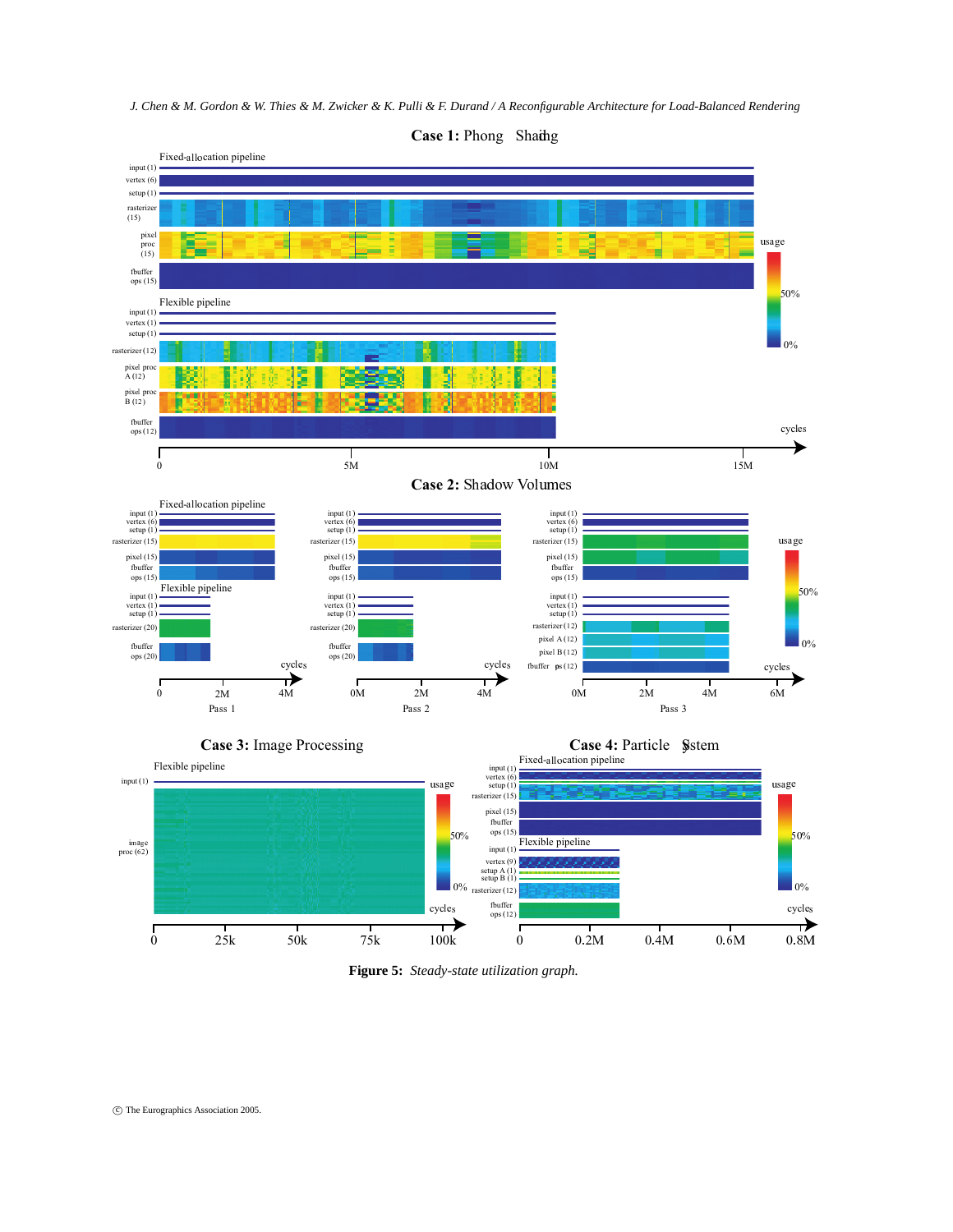**Case 1:** Phong Shading

Fixed-allocation pipeline

input (1)
vertex (6)
setup (1)
rasterizer (15)
pixel proc (15)
fbuffer ops (15)

usage
50%
0%

Flexible pipeline

input (1)
vertex (1)
setup (1)
rasterizer (12)
pixel proc A (12)
pixel proc B (12)
fbuffer ops (12)

cycles

0
5M
10M
15M

**Case 2:** Shadow Volumes

Fixed-allocation pipeline

input (1)
vertex (6)
setup (1)
rasterizer (15)
pixel (15)
fbuffer ops (15)

Flexible pipeline

input (1)
vertex (1)
setup (1)
rasterizer (20)
fbuffer ops (20)

cycles

0
2M
4M

Pass 1

input (1)
vertex (6)
setup (1)
rasterizer (15)
pixel (15)
fbuffer ops (15)

input (1)
vertex (1)
setup (1)
rasterizer (20)
fbuffer ops (20)

cycles

0M
2M
4M

Pass 2

input (1)
vertex (6)
setup (1)
rasterizer (15)
pixel (15)
fbuffer ops (15)

usage
50%
0%

input (1)
vertex (1)
setup (1)
rasterizer (12)
pixel A (12)
pixel B (12)
fbuffer ops (12)

cycles

0M
2M
4M
6M

Pass 3

**Case 3:** Image Processing

Flexible pipeline

input (1)
image proc (62)

usage
50%
0%

cycles

0
25k
50k
75k
100k

**Case 4:** Particle System

Fixed-allocation pipeline

input (1)
vertex (6)
setup (1)
rasterizer (15)
pixel (15)
fbuffer ops (15)

Flexible pipeline

input (1)
vertex (9)
setup A (1)
setup B (1)
rasterizer (12)
fbuffer ops (12)

usage
50%
0%

cycles

0
0.2M
0.4M
0.6M
0.8M

**Figure 5:** *Steady-state utilization graph.*